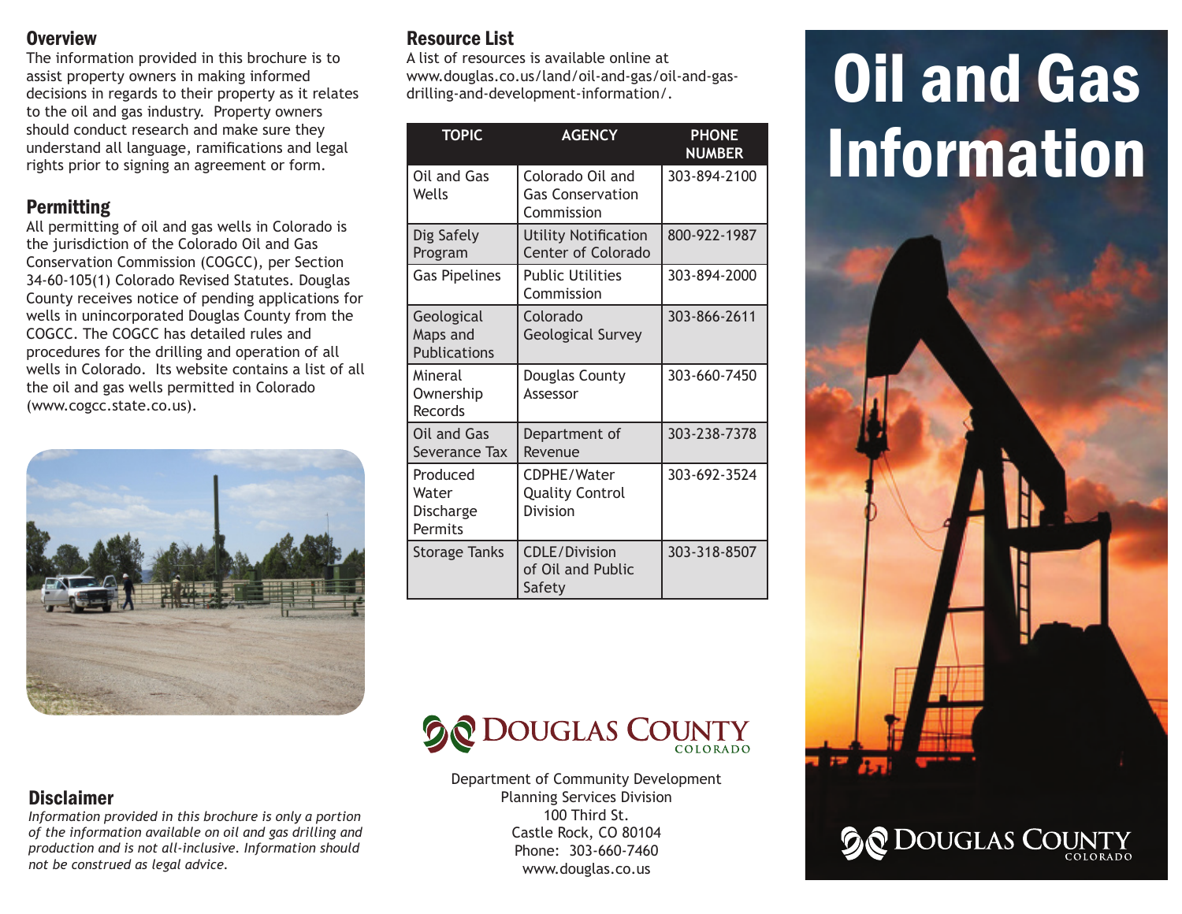## Overview

The information provided in this brochure is to assist property owners in making informed decisions in regards to their property as it relates to the oil and gas industry. Property owners should conduct research and make sure they understand all language, ramifications and legal rights prior to signing an agreement or form.

## Permitting

All permitting of oil and gas wells in Colorado is the jurisdiction of the Colorado Oil and Gas Conservation Commission (COGCC), per Section 34-60-105(1) Colorado Revised Statutes. Douglas County receives notice of pending applications for wells in unincorporated Douglas County from the COGCC. The COGCC has detailed rules and procedures for the drilling and operation of all wells in Colorado. Its website contains a list of all the oil and gas wells permitted in Colorado (www.cogcc.state.co.us).

## Disclaimer

*Information provided in this brochure is only a portion of the information available on oil and gas drilling and production and is not all-inclusive. Information should not be construed as legal advice.*

## Resource List

A list of resources is available online at www.douglas.co.us/land/oil-and-gas/oil-and-gas-drilling-and-development-information/.

| TOPIC | AGENCY | PHONE NUMBER |
|---|---|---|
| Oil and Gas Wells | Colorado Oil and Gas Conservation Commission | 303-894-2100 |
| Dig Safely Program | Utility Notification Center of Colorado | 800-922-1987 |
| Gas Pipelines | Public Utilities Commission | 303-894-2000 |
| Geological Maps and Publications | Colorado Geological Survey | 303-866-2611 |
| Mineral Ownership Records | Douglas County Assessor | 303-660-7450 |
| Oil and Gas Severance Tax | Department of Revenue | 303-238-7378 |
| Produced Water Discharge Permits | CDPHE/Water Quality Control Division | 303-692-3524 |
| Storage Tanks | CDLE/Division of Oil and Public Safety | 303-318-8507 |

DOUGLAS COUNTY COLORADO

Department of Community Development
Planning Services Division
100 Third St.
Castle Rock, CO 80104
Phone: 303-660-7460
www.douglas.co.us

# Oil and Gas Information

DOUGLAS COUNTY COLORADO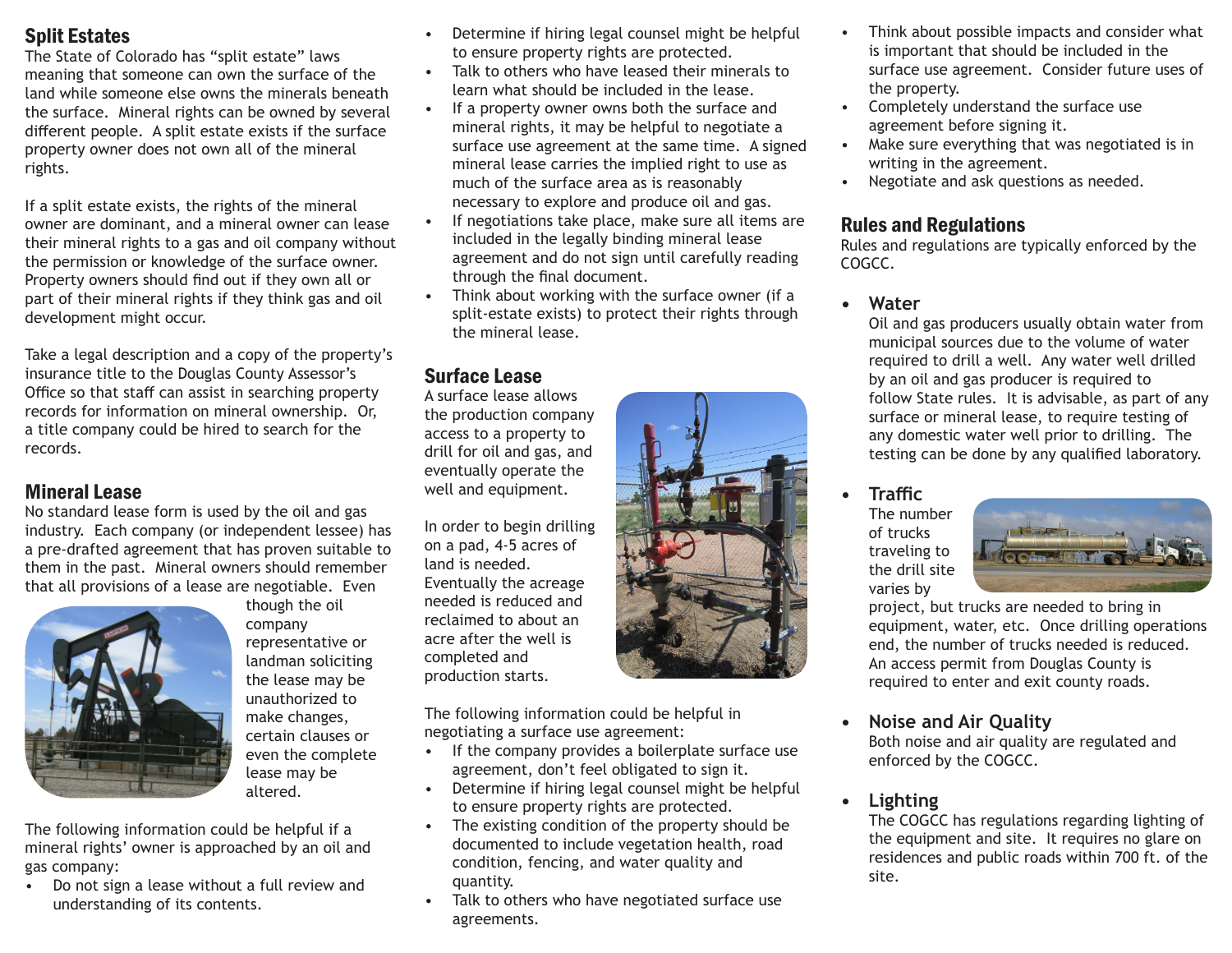## Split Estates

The State of Colorado has "split estate" laws meaning that someone can own the surface of the land while someone else owns the minerals beneath the surface. Mineral rights can be owned by several different people. A split estate exists if the surface property owner does not own all of the mineral rights.

If a split estate exists, the rights of the mineral owner are dominant, and a mineral owner can lease their mineral rights to a gas and oil company without the permission or knowledge of the surface owner. Property owners should find out if they own all or part of their mineral rights if they think gas and oil development might occur.

Take a legal description and a copy of the property's insurance title to the Douglas County Assessor's Office so that staff can assist in searching property records for information on mineral ownership. Or, a title company could be hired to search for the records.

## Mineral Lease

No standard lease form is used by the oil and gas industry. Each company (or independent lessee) has a pre-drafted agreement that has proven suitable to them in the past. Mineral owners should remember that all provisions of a lease are negotiable. Even though the oil company representative or landman soliciting the lease may be unauthorized to make changes, certain clauses or even the complete lease may be altered.

The following information could be helpful if a mineral rights' owner is approached by an oil and gas company:

- Do not sign a lease without a full review and understanding of its contents.
- Determine if hiring legal counsel might be helpful to ensure property rights are protected.
- Talk to others who have leased their minerals to learn what should be included in the lease.
- If a property owner owns both the surface and mineral rights, it may be helpful to negotiate a surface use agreement at the same time. A signed mineral lease carries the implied right to use as much of the surface area as is reasonably necessary to explore and produce oil and gas.
- If negotiations take place, make sure all items are included in the legally binding mineral lease agreement and do not sign until carefully reading through the final document.
- Think about working with the surface owner (if a split-estate exists) to protect their rights through the mineral lease.

## Surface Lease

A surface lease allows the production company access to a property to drill for oil and gas, and eventually operate the well and equipment.

In order to begin drilling on a pad, 4-5 acres of land is needed. Eventually the acreage needed is reduced and reclaimed to about an acre after the well is completed and production starts.

The following information could be helpful in negotiating a surface use agreement:

- If the company provides a boilerplate surface use agreement, don't feel obligated to sign it.
- Determine if hiring legal counsel might be helpful to ensure property rights are protected.
- The existing condition of the property should be documented to include vegetation health, road condition, fencing, and water quality and quantity.
- Talk to others who have negotiated surface use agreements.
- Think about possible impacts and consider what is important that should be included in the surface use agreement. Consider future uses of the property.
- Completely understand the surface use agreement before signing it.
- Make sure everything that was negotiated is in writing in the agreement.
- Negotiate and ask questions as needed.

## Rules and Regulations

Rules and regulations are typically enforced by the COGCC.

- **Water**
  Oil and gas producers usually obtain water from municipal sources due to the volume of water required to drill a well. Any water well drilled by an oil and gas producer is required to follow State rules. It is advisable, as part of any surface or mineral lease, to require testing of any domestic water well prior to drilling. The testing can be done by any qualified laboratory.

- **Traffic**
  The number of trucks traveling to the drill site varies by project, but trucks are needed to bring in equipment, water, etc. Once drilling operations end, the number of trucks needed is reduced. An access permit from Douglas County is required to enter and exit county roads.

- **Noise and Air Quality**
  Both noise and air quality are regulated and enforced by the COGCC.

- **Lighting**
  The COGCC has regulations regarding lighting of the equipment and site. It requires no glare on residences and public roads within 700 ft. of the site.